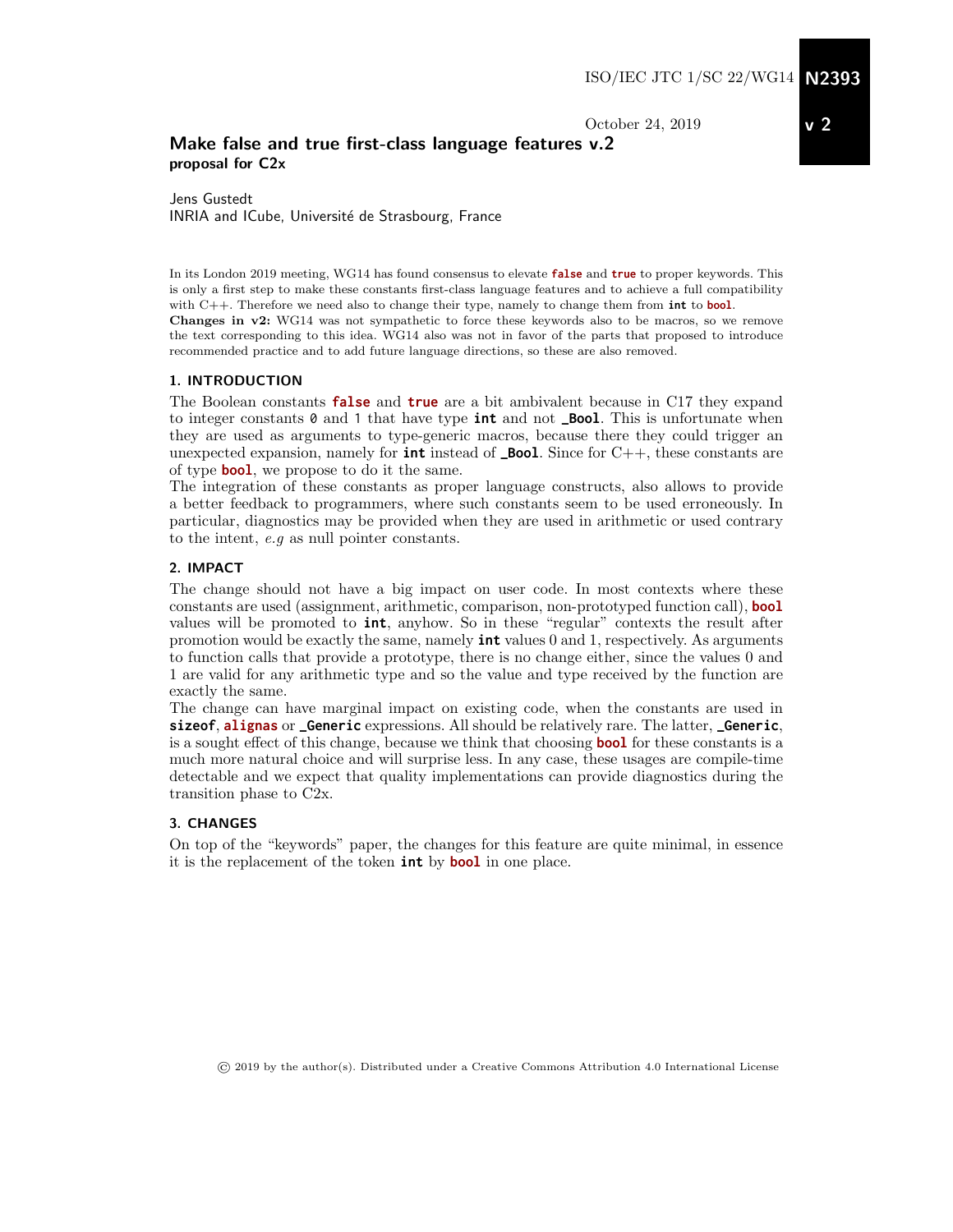ISO/IEC JTC 1/SC 22/WG14 **N2393**

October 24, 2019 **v 2**

# Make false and true first-class language features v.2

**proposal for C2x**

Jens Gustedt
INRIA and ICube, Université de Strasbourg, France

In its London 2019 meeting, WG14 has found consensus to elevate **false** and **true** to proper keywords. This is only a first step to make these constants first-class language features and to achieve a full compatibility with C++. Therefore we need also to change their type, namely to change them from **int** to **bool**.

**Changes in v2:** WG14 was not sympathetic to force these keywords also to be macros, so we remove the text corresponding to this idea. WG14 also was not in favor of the parts that proposed to introduce recommended practice and to add future language directions, so these are also removed.

## 1. INTRODUCTION

The Boolean constants **false** and **true** are a bit ambivalent because in C17 they expand to integer constants `0` and 1 that have type **int** and not **_Bool**. This is unfortunate when they are used as arguments to type-generic macros, because there they could trigger an unexpected expansion, namely for **int** instead of **_Bool**. Since for C++, these constants are of type **bool**, we propose to do it the same.

The integration of these constants as proper language constructs, also allows to provide a better feedback to programmers, where such constants seem to be used erroneously. In particular, diagnostics may be provided when they are used in arithmetic or used contrary to the intent, *e.g* as null pointer constants.

## 2. IMPACT

The change should not have a big impact on user code. In most contexts where these constants are used (assignment, arithmetic, comparison, non-prototyped function call), **bool** values will be promoted to **int**, anyhow. So in these "regular" contexts the result after promotion would be exactly the same, namely **int** values 0 and 1, respectively. As arguments to function calls that provide a prototype, there is no change either, since the values 0 and 1 are valid for any arithmetic type and so the value and type received by the function are exactly the same.

The change can have marginal impact on existing code, when the constants are used in **sizeof**, **alignas** or **_Generic** expressions. All should be relatively rare. The latter, **_Generic**, is a sought effect of this change, because we think that choosing **bool** for these constants is a much more natural choice and will surprise less. In any case, these usages are compile-time detectable and we expect that quality implementations can provide diagnostics during the transition phase to C2x.

## 3. CHANGES

On top of the "keywords" paper, the changes for this feature are quite minimal, in essence it is the replacement of the token **int** by **bool** in one place.

© 2019 by the author(s). Distributed under a Creative Commons Attribution 4.0 International License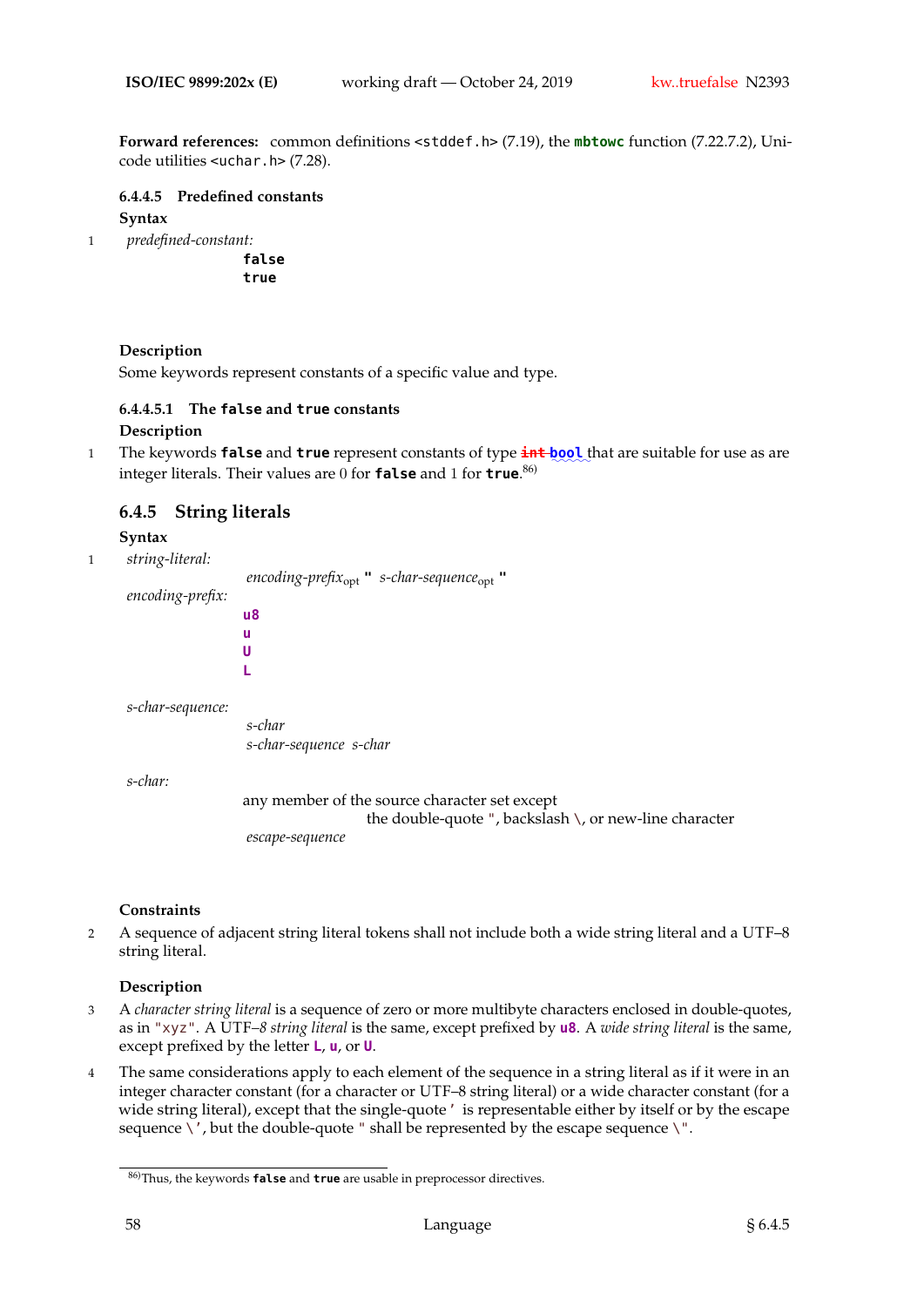**Forward references:** common definitions `<stddef.h>` (7.19), the **`mbtowc`** function (7.22.7.2), Unicode utilities `<uchar.h>` (7.28).

#### 6.4.4.5 Predefined constants

**Syntax**

1 *predefined-constant:*

```
false
true
```

**Description**

Some keywords represent constants of a specific value and type.

##### 6.4.4.5.1 The `false` and `true` constants

**Description**

1 The keywords **`false`** and **`true`** represent constants of type ~~`int`~~ **`bool`** that are suitable for use as are integer literals. Their values are 0 for **`false`** and 1 for **`true`**.[86)]

### 6.4.5 String literals

**Syntax**

1 *string-literal:*

 *encoding-prefix*$_{opt}$ **"** *s-char-sequence*$_{opt}$ **"**

*encoding-prefix:*

```
u8
u
U
L
```

*s-char-sequence:*

 *s-char*
 *s-char-sequence s-char*

*s-char:*

 any member of the source character set except
  the double-quote `"`, backslash `\`, or new-line character
 *escape-sequence*

**Constraints**

2 A sequence of adjacent string literal tokens shall not include both a wide string literal and a UTF–8 string literal.

**Description**

3 A *character string literal* is a sequence of zero or more multibyte characters enclosed in double-quotes, as in `"xyz"`. A UTF–8 *string literal* is the same, except prefixed by **`u8`**. A *wide string literal* is the same, except prefixed by the letter **`L`**, **`u`**, or **`U`**.

4 The same considerations apply to each element of the sequence in a string literal as if it were in an integer character constant (for a character or UTF–8 string literal) or a wide character constant (for a wide string literal), except that the single-quote `'` is representable either by itself or by the escape sequence `\'`, but the double-quote `"` shall be represented by the escape sequence `\"`.

---

[86)] Thus, the keywords **`false`** and **`true`** are usable in preprocessor directives.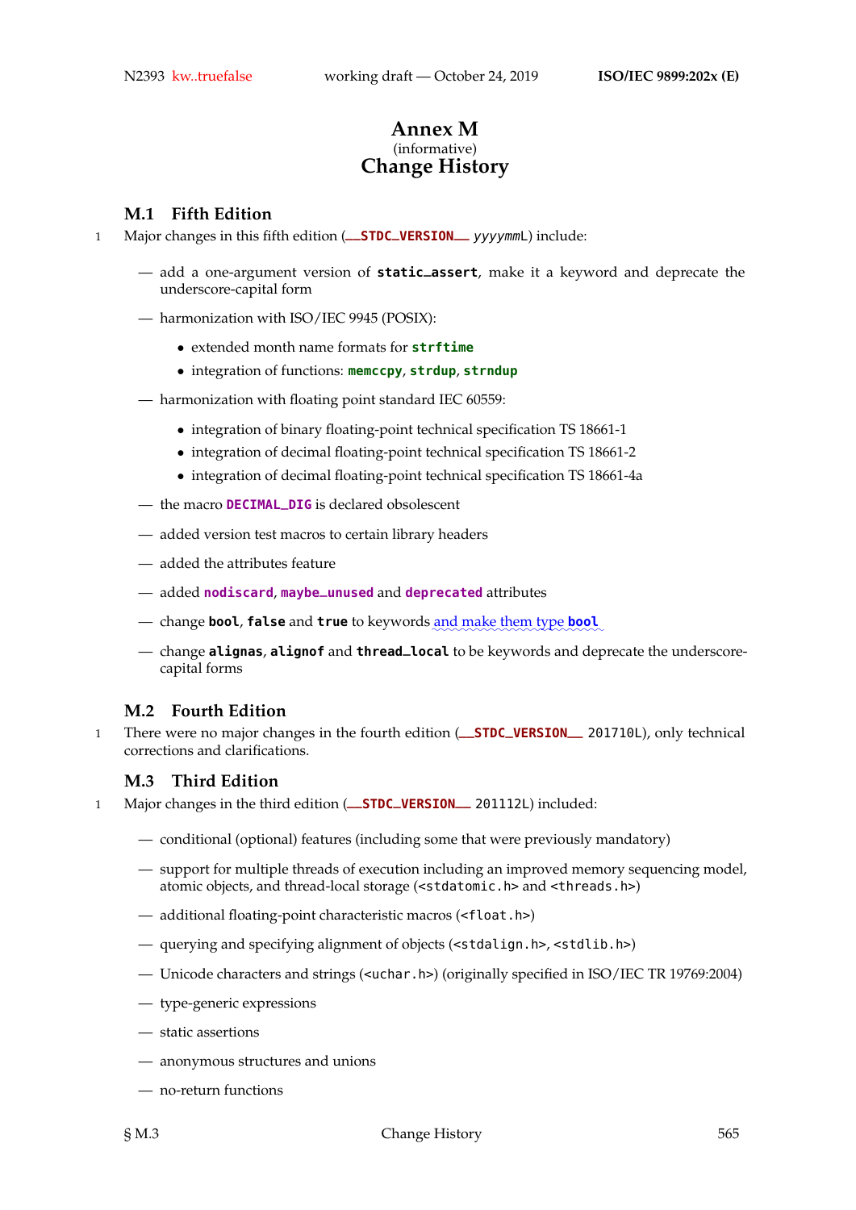# Annex M
(informative)
# Change History

## M.1 Fifth Edition

1 Major changes in this fifth edition (`__STDC_VERSION__` *yyyymm*L) include:

— add a one-argument version of **static_assert**, make it a keyword and deprecate the underscore-capital form

— harmonization with ISO/IEC 9945 (POSIX):

- extended month name formats for **strftime**
- integration of functions: **memccpy**, **strdup**, **strndup**

— harmonization with floating point standard IEC 60559:

- integration of binary floating-point technical specification TS 18661-1
- integration of decimal floating-point technical specification TS 18661-2
- integration of decimal floating-point technical specification TS 18661-4a

— the macro **DECIMAL_DIG** is declared obsolescent

— added version test macros to certain library headers

— added the attributes feature

— added **nodiscard**, **maybe_unused** and **deprecated** attributes

— change **bool**, **false** and **true** to keywords and make them type **bool**

— change **alignas**, **alignof** and **thread_local** to be keywords and deprecate the underscore-capital forms

## M.2 Fourth Edition

1 There were no major changes in the fourth edition (`__STDC_VERSION__` `201710L`), only technical corrections and clarifications.

## M.3 Third Edition

1 Major changes in the third edition (`__STDC_VERSION__` `201112L`) included:

— conditional (optional) features (including some that were previously mandatory)

— support for multiple threads of execution including an improved memory sequencing model, atomic objects, and thread-local storage (`<stdatomic.h>` and `<threads.h>`)

— additional floating-point characteristic macros (`<float.h>`)

— querying and specifying alignment of objects (`<stdalign.h>`, `<stdlib.h>`)

— Unicode characters and strings (`<uchar.h>`) (originally specified in ISO/IEC TR 19769:2004)

— type-generic expressions

— static assertions

— anonymous structures and unions

— no-return functions